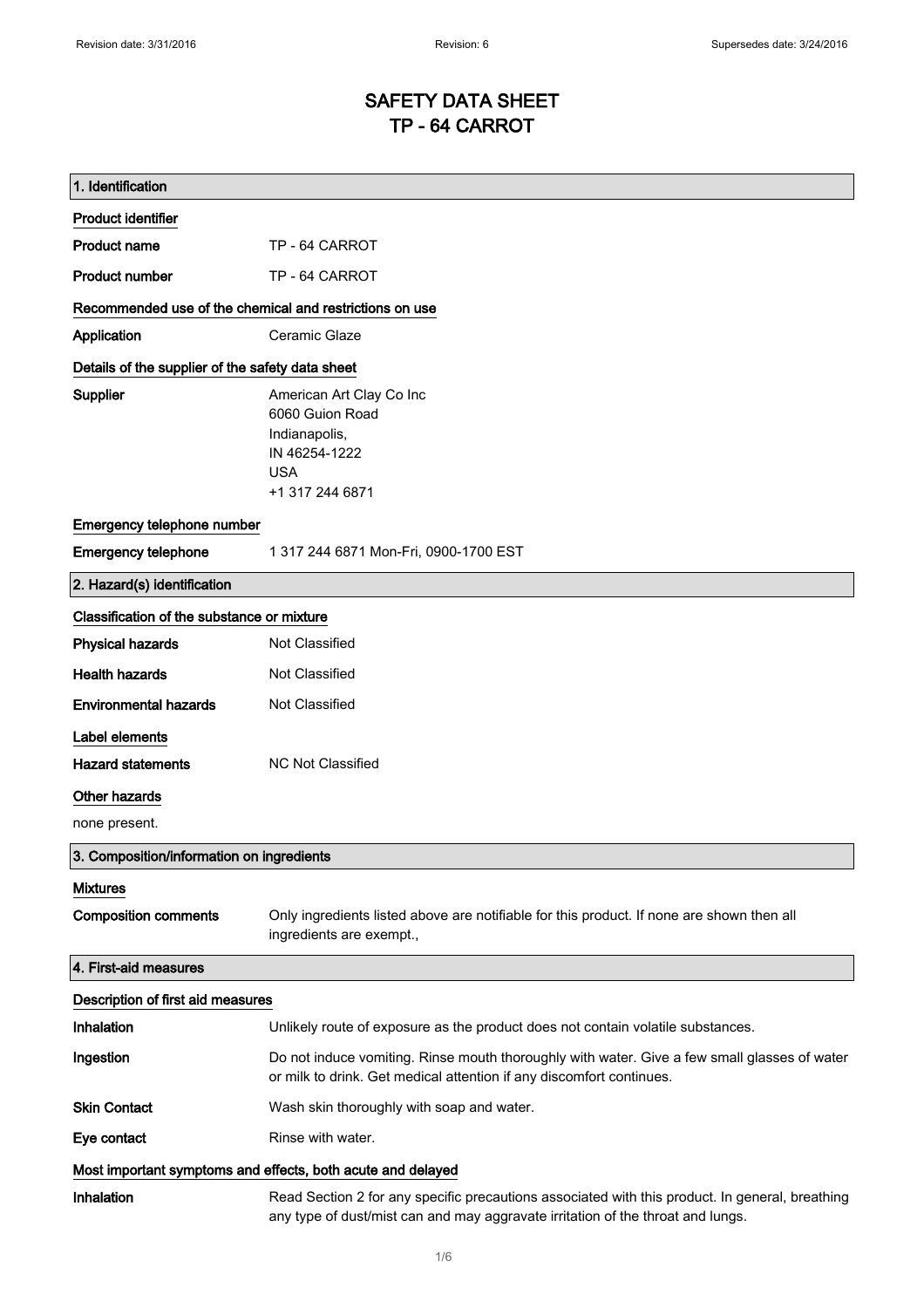# SAFETY DATA SHEET
# TP - 64 CARROT

## 1. Identification

### Product identifier

**Product name** TP - 64 CARROT

**Product number** TP - 64 CARROT

### Recommended use of the chemical and restrictions on use

**Application** Ceramic Glaze

### Details of the supplier of the safety data sheet

**Supplier**
American Art Clay Co Inc
6060 Guion Road
Indianapolis,
IN 46254-1222
USA
+1 317 244 6871

### Emergency telephone number

**Emergency telephone** 1 317 244 6871 Mon-Fri, 0900-1700 EST

## 2. Hazard(s) identification

### Classification of the substance or mixture

**Physical hazards** Not Classified

**Health hazards** Not Classified

**Environmental hazards** Not Classified

### Label elements

**Hazard statements** NC Not Classified

### Other hazards

none present.

## 3. Composition/information on ingredients

### Mixtures

**Composition comments** Only ingredients listed above are notifiable for this product. If none are shown then all ingredients are exempt.,

## 4. First-aid measures

### Description of first aid measures

**Inhalation** Unlikely route of exposure as the product does not contain volatile substances.

**Ingestion** Do not induce vomiting. Rinse mouth thoroughly with water. Give a few small glasses of water or milk to drink. Get medical attention if any discomfort continues.

**Skin Contact** Wash skin thoroughly with soap and water.

**Eye contact** Rinse with water.

### Most important symptoms and effects, both acute and delayed

**Inhalation** Read Section 2 for any specific precautions associated with this product. In general, breathing any type of dust/mist can and may aggravate irritation of the throat and lungs.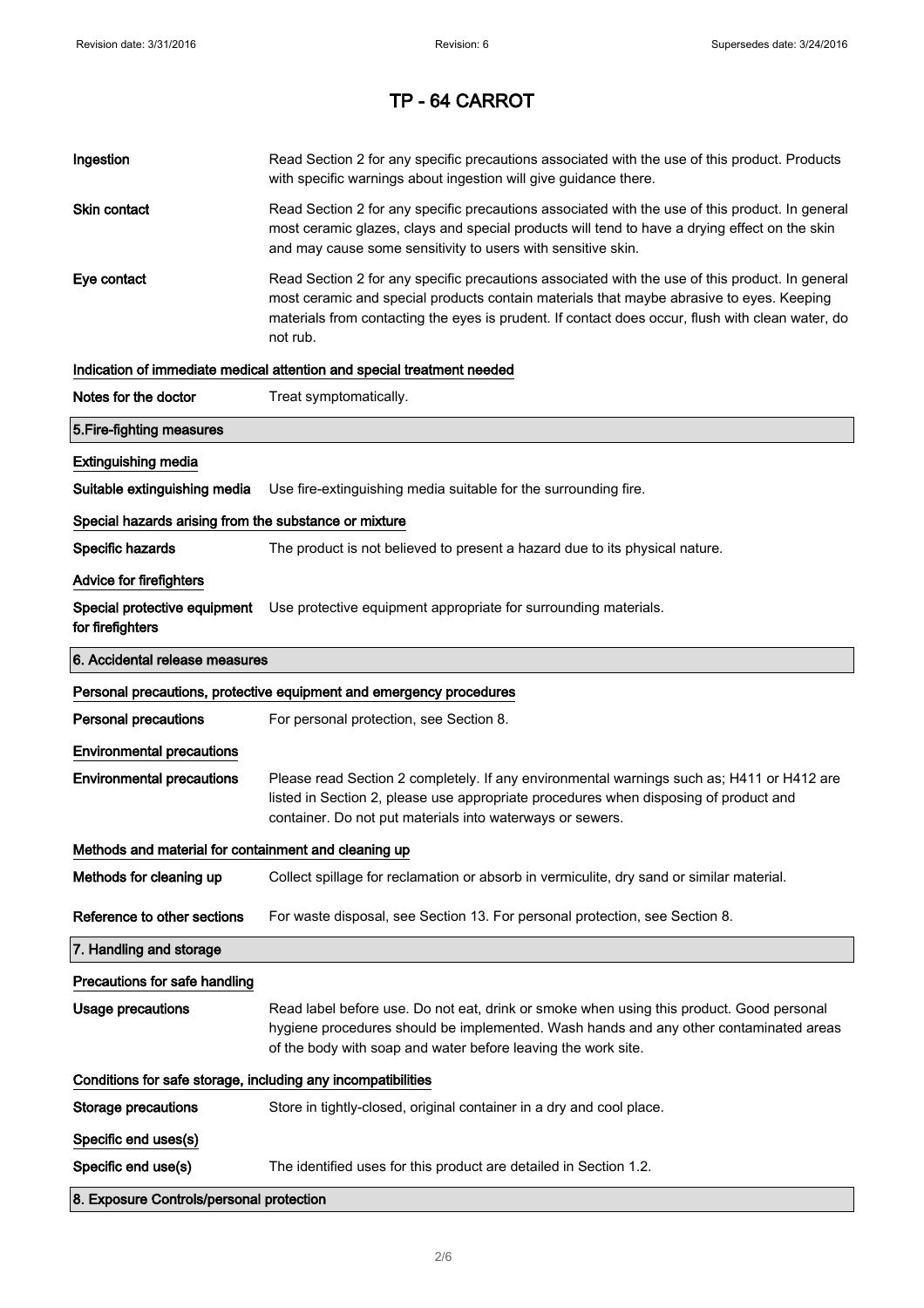# TP - 64 CARROT

| | |
|---|---|
| **Ingestion** | Read Section 2 for any specific precautions associated with the use of this product. Products with specific warnings about ingestion will give guidance there. |
| **Skin contact** | Read Section 2 for any specific precautions associated with the use of this product. In general most ceramic glazes, clays and special products will tend to have a drying effect on the skin and may cause some sensitivity to users with sensitive skin. |
| **Eye contact** | Read Section 2 for any specific precautions associated with the use of this product. In general most ceramic and special products contain materials that maybe abrasive to eyes. Keeping materials from contacting the eyes is prudent. If contact does occur, flush with clean water, do not rub. |

**Indication of immediate medical attention and special treatment needed**

| | |
|---|---|
| **Notes for the doctor** | Treat symptomatically. |

## 5.Fire-fighting measures

**Extinguishing media**

| | |
|---|---|
| **Suitable extinguishing media** | Use fire-extinguishing media suitable for the surrounding fire. |

**Special hazards arising from the substance or mixture**

| | |
|---|---|
| **Specific hazards** | The product is not believed to present a hazard due to its physical nature. |

**Advice for firefighters**

| | |
|---|---|
| **Special protective equipment for firefighters** | Use protective equipment appropriate for surrounding materials. |

## 6. Accidental release measures

**Personal precautions, protective equipment and emergency procedures**

| | |
|---|---|
| **Personal precautions** | For personal protection, see Section 8. |

**Environmental precautions**

| | |
|---|---|
| **Environmental precautions** | Please read Section 2 completely. If any environmental warnings such as; H411 or H412 are listed in Section 2, please use appropriate procedures when disposing of product and container. Do not put materials into waterways or sewers. |

**Methods and material for containment and cleaning up**

| | |
|---|---|
| **Methods for cleaning up** | Collect spillage for reclamation or absorb in vermiculite, dry sand or similar material. |
| **Reference to other sections** | For waste disposal, see Section 13. For personal protection, see Section 8. |

## 7. Handling and storage

**Precautions for safe handling**

| | |
|---|---|
| **Usage precautions** | Read label before use. Do not eat, drink or smoke when using this product. Good personal hygiene procedures should be implemented. Wash hands and any other contaminated areas of the body with soap and water before leaving the work site. |

**Conditions for safe storage, including any incompatibilities**

| | |
|---|---|
| **Storage precautions** | Store in tightly-closed, original container in a dry and cool place. |

**Specific end uses(s)**

| | |
|---|---|
| **Specific end use(s)** | The identified uses for this product are detailed in Section 1.2. |

## 8. Exposure Controls/personal protection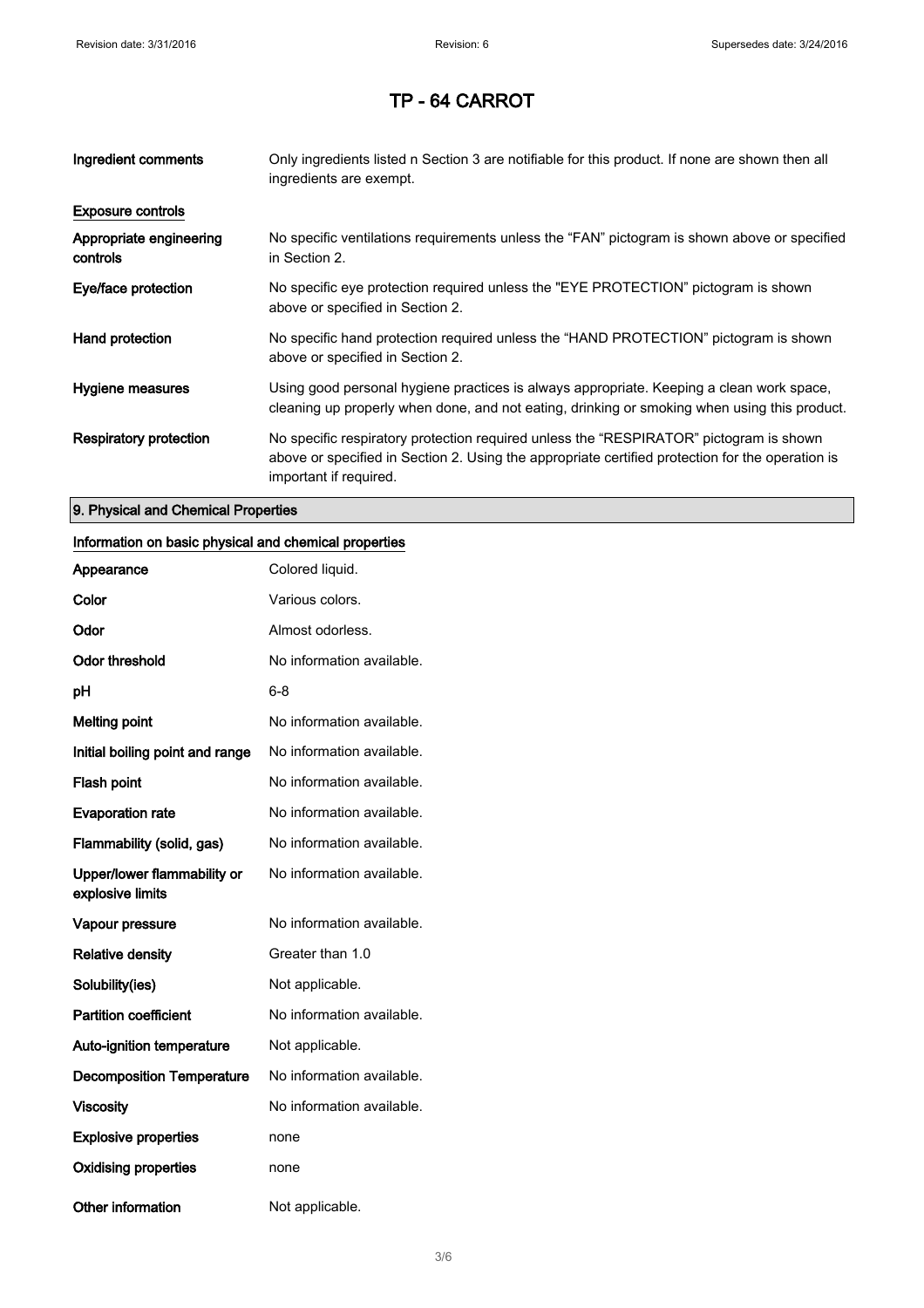# TP - 64 CARROT

| | |
|---|---|
| **Ingredient comments** | Only ingredients listed n Section 3 are notifiable for this product. If none are shown then all ingredients are exempt. |

**Exposure controls**

| | |
|---|---|
| **Appropriate engineering controls** | No specific ventilations requirements unless the "FAN" pictogram is shown above or specified in Section 2. |
| **Eye/face protection** | No specific eye protection required unless the "EYE PROTECTION" pictogram is shown above or specified in Section 2. |
| **Hand protection** | No specific hand protection required unless the "HAND PROTECTION" pictogram is shown above or specified in Section 2. |
| **Hygiene measures** | Using good personal hygiene practices is always appropriate. Keeping a clean work space, cleaning up properly when done, and not eating, drinking or smoking when using this product. |
| **Respiratory protection** | No specific respiratory protection required unless the "RESPIRATOR" pictogram is shown above or specified in Section 2. Using the appropriate certified protection for the operation is important if required. |

## 9. Physical and Chemical Properties

**Information on basic physical and chemical properties**

| | |
|---|---|
| **Appearance** | Colored liquid. |
| **Color** | Various colors. |
| **Odor** | Almost odorless. |
| **Odor threshold** | No information available. |
| **pH** | 6-8 |
| **Melting point** | No information available. |
| **Initial boiling point and range** | No information available. |
| **Flash point** | No information available. |
| **Evaporation rate** | No information available. |
| **Flammability (solid, gas)** | No information available. |
| **Upper/lower flammability or explosive limits** | No information available. |
| **Vapour pressure** | No information available. |
| **Relative density** | Greater than 1.0 |
| **Solubility(ies)** | Not applicable. |
| **Partition coefficient** | No information available. |
| **Auto-ignition temperature** | Not applicable. |
| **Decomposition Temperature** | No information available. |
| **Viscosity** | No information available. |
| **Explosive properties** | none |
| **Oxidising properties** | none |
| **Other information** | Not applicable. |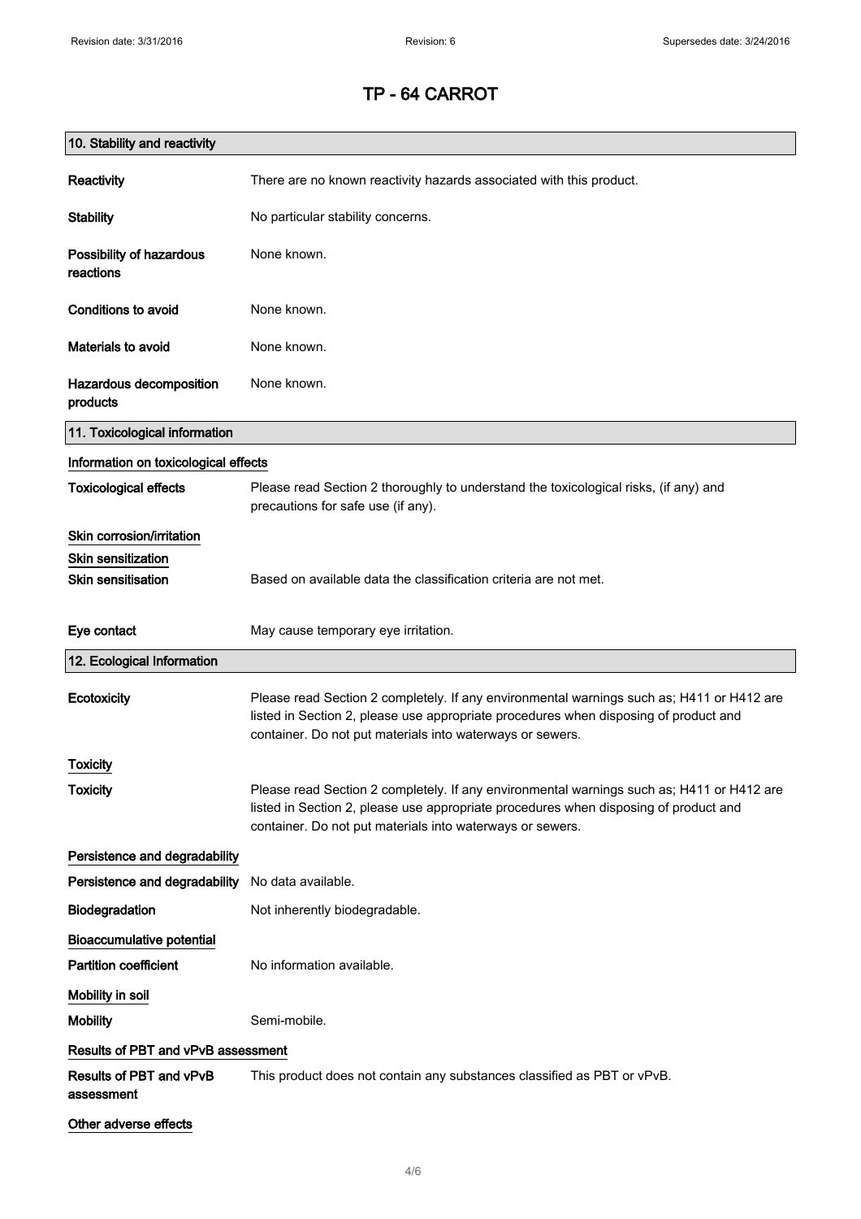# TP - 64 CARROT

## 10. Stability and reactivity

**Reactivity** There are no known reactivity hazards associated with this product.

**Stability** No particular stability concerns.

**Possibility of hazardous reactions** None known.

**Conditions to avoid** None known.

**Materials to avoid** None known.

**Hazardous decomposition products** None known.

## 11. Toxicological information

### Information on toxicological effects

**Toxicological effects** Please read Section 2 thoroughly to understand the toxicological risks, (if any) and precautions for safe use (if any).

### Skin corrosion/irritation

### Skin sensitization

**Skin sensitisation** Based on available data the classification criteria are not met.

**Eye contact** May cause temporary eye irritation.

## 12. Ecological Information

**Ecotoxicity** Please read Section 2 completely. If any environmental warnings such as; H411 or H412 are listed in Section 2, please use appropriate procedures when disposing of product and container. Do not put materials into waterways or sewers.

### Toxicity

**Toxicity** Please read Section 2 completely. If any environmental warnings such as; H411 or H412 are listed in Section 2, please use appropriate procedures when disposing of product and container. Do not put materials into waterways or sewers.

### Persistence and degradability

**Persistence and degradability** No data available.

**Biodegradation** Not inherently biodegradable.

### Bioaccumulative potential

**Partition coefficient** No information available.

### Mobility in soil

**Mobility** Semi-mobile.

### Results of PBT and vPvB assessment

**Results of PBT and vPvB assessment** This product does not contain any substances classified as PBT or vPvB.

### Other adverse effects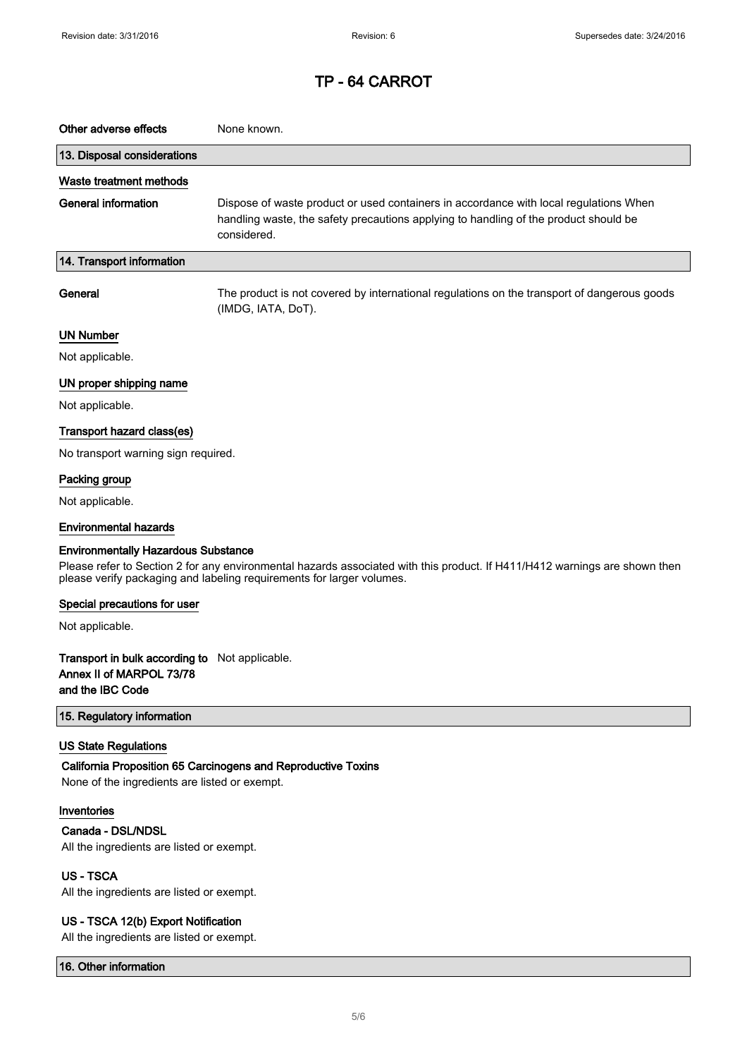# TP - 64 CARROT

**Other adverse effects** None known.

## 13. Disposal considerations

### Waste treatment methods

**General information** Dispose of waste product or used containers in accordance with local regulations When handling waste, the safety precautions applying to handling of the product should be considered.

## 14. Transport information

**General** The product is not covered by international regulations on the transport of dangerous goods (IMDG, IATA, DoT).

### UN Number

Not applicable.

### UN proper shipping name

Not applicable.

### Transport hazard class(es)

No transport warning sign required.

### Packing group

Not applicable.

### Environmental hazards

**Environmentally Hazardous Substance**

Please refer to Section 2 for any environmental hazards associated with this product. If H411/H412 warnings are shown then please verify packaging and labeling requirements for larger volumes.

### Special precautions for user

Not applicable.

**Transport in bulk according to Annex II of MARPOL 73/78 and the IBC Code** Not applicable.

## 15. Regulatory information

### US State Regulations

**California Proposition 65 Carcinogens and Reproductive Toxins**

None of the ingredients are listed or exempt.

### Inventories

**Canada - DSL/NDSL**

All the ingredients are listed or exempt.

**US - TSCA**

All the ingredients are listed or exempt.

**US - TSCA 12(b) Export Notification**

All the ingredients are listed or exempt.

## 16. Other information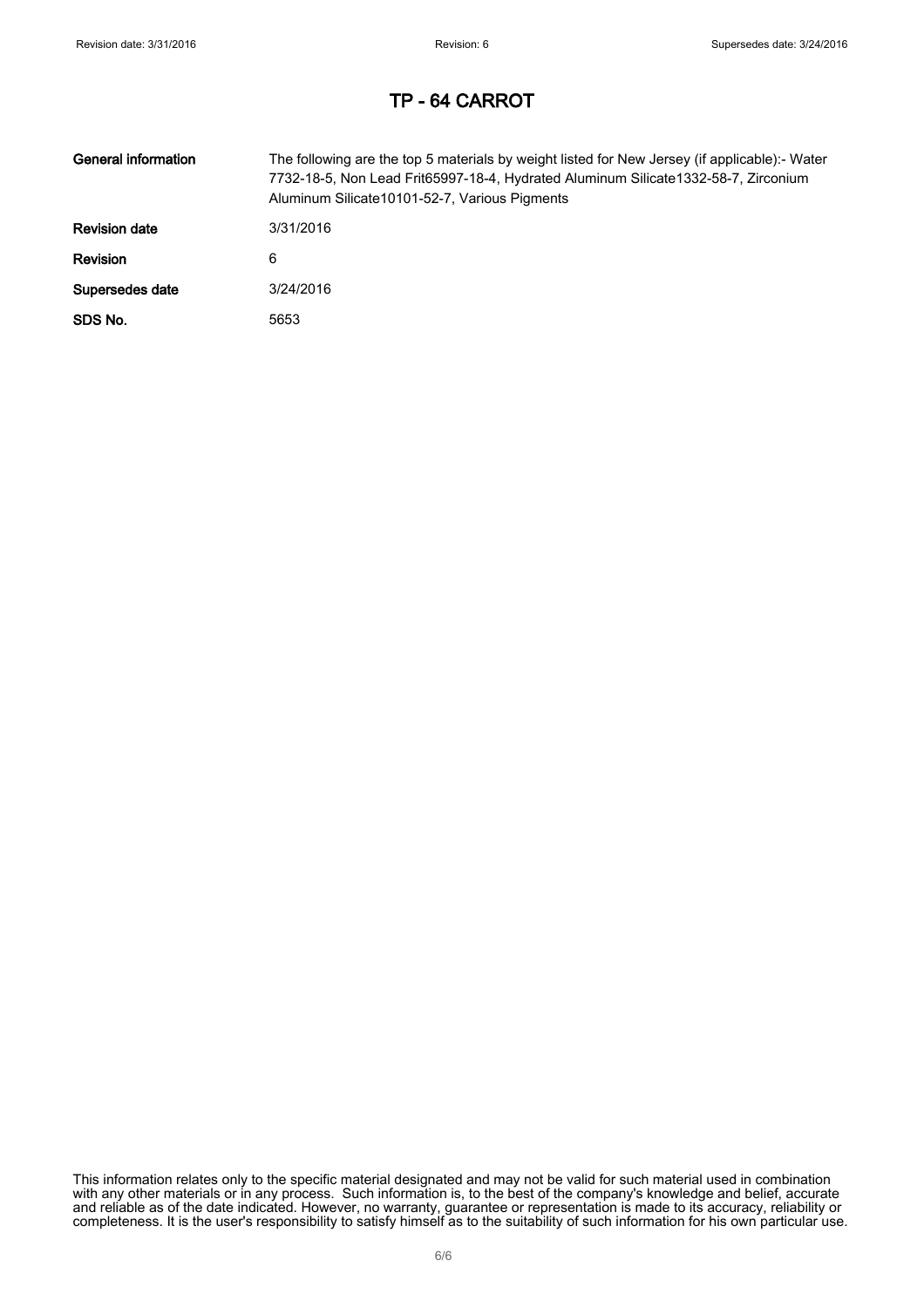# TP - 64 CARROT

| | |
|---|---|
| **General information** | The following are the top 5 materials by weight listed for New Jersey (if applicable):- Water 7732-18-5, Non Lead Frit65997-18-4, Hydrated Aluminum Silicate1332-58-7, Zirconium Aluminum Silicate10101-52-7, Various Pigments |
| **Revision date** | 3/31/2016 |
| **Revision** | 6 |
| **Supersedes date** | 3/24/2016 |
| **SDS No.** | 5653 |

This information relates only to the specific material designated and may not be valid for such material used in combination with any other materials or in any process. Such information is, to the best of the company's knowledge and belief, accurate and reliable as of the date indicated. However, no warranty, guarantee or representation is made to its accuracy, reliability or completeness. It is the user's responsibility to satisfy himself as to the suitability of such information for his own particular use.